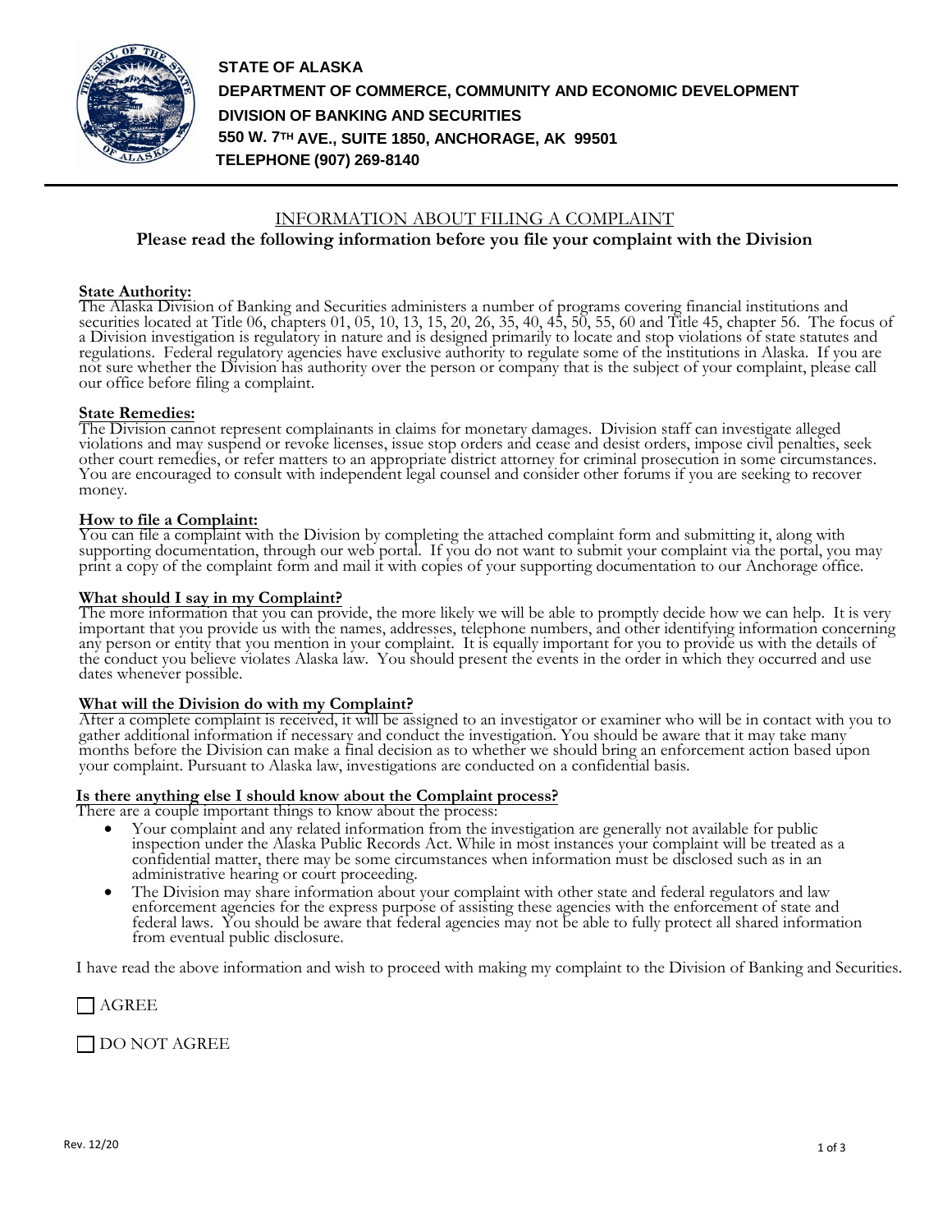**STATE OF ALASKA**
**DEPARTMENT OF COMMERCE, COMMUNITY AND ECONOMIC DEVELOPMENT**
**DIVISION OF BANKING AND SECURITIES**
**550 W. 7TH AVE., SUITE 1850, ANCHORAGE, AK 99501**
**TELEPHONE (907) 269-8140**

---

## INFORMATION ABOUT FILING A COMPLAINT

**Please read the following information before you file your complaint with the Division**

**State Authority:**
The Alaska Division of Banking and Securities administers a number of programs covering financial institutions and securities located at Title 06, chapters 01, 05, 10, 13, 15, 20, 26, 35, 40, 45, 50, 55, 60 and Title 45, chapter 56. The focus of a Division investigation is regulatory in nature and is designed primarily to locate and stop violations of state statutes and regulations. Federal regulatory agencies have exclusive authority to regulate some of the institutions in Alaska. If you are not sure whether the Division has authority over the person or company that is the subject of your complaint, please call our office before filing a complaint.

**State Remedies:**
The Division cannot represent complainants in claims for monetary damages. Division staff can investigate alleged violations and may suspend or revoke licenses, issue stop orders and cease and desist orders, impose civil penalties, seek other court remedies, or refer matters to an appropriate district attorney for criminal prosecution in some circumstances. You are encouraged to consult with independent legal counsel and consider other forums if you are seeking to recover money.

**How to file a Complaint:**
You can file a complaint with the Division by completing the attached complaint form and submitting it, along with supporting documentation, through our web portal. If you do not want to submit your complaint via the portal, you may print a copy of the complaint form and mail it with copies of your supporting documentation to our Anchorage office.

**What should I say in my Complaint?**
The more information that you can provide, the more likely we will be able to promptly decide how we can help. It is very important that you provide us with the names, addresses, telephone numbers, and other identifying information concerning any person or entity that you mention in your complaint. It is equally important for you to provide us with the details of the conduct you believe violates Alaska law. You should present the events in the order in which they occurred and use dates whenever possible.

**What will the Division do with my Complaint?**
After a complete complaint is received, it will be assigned to an investigator or examiner who will be in contact with you to gather additional information if necessary and conduct the investigation. You should be aware that it may take many months before the Division can make a final decision as to whether we should bring an enforcement action based upon your complaint. Pursuant to Alaska law, investigations are conducted on a confidential basis.

**Is there anything else I should know about the Complaint process?**
There are a couple important things to know about the process:

- Your complaint and any related information from the investigation are generally not available for public inspection under the Alaska Public Records Act. While in most instances your complaint will be treated as a confidential matter, there may be some circumstances when information must be disclosed such as in an administrative hearing or court proceeding.
- The Division may share information about your complaint with other state and federal regulators and law enforcement agencies for the express purpose of assisting these agencies with the enforcement of state and federal laws. You should be aware that federal agencies may not be able to fully protect all shared information from eventual public disclosure.

I have read the above information and wish to proceed with making my complaint to the Division of Banking and Securities.

☐ AGREE

☐ DO NOT AGREE

Rev. 12/20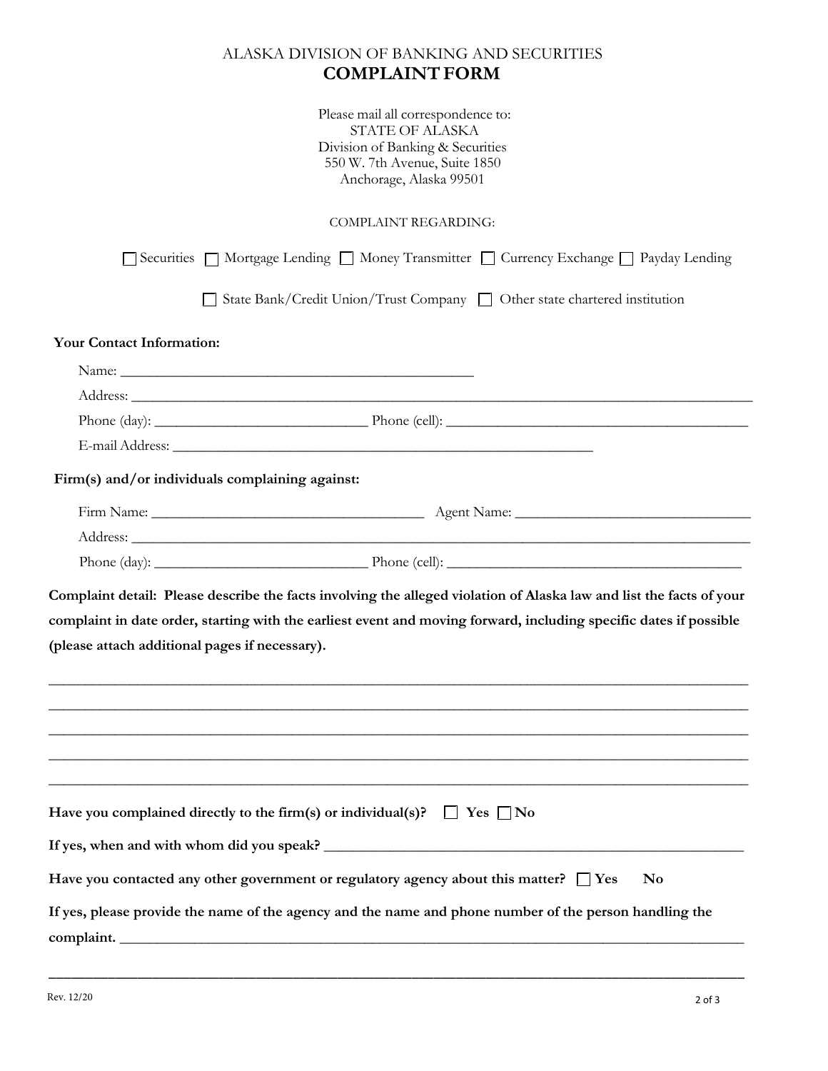ALASKA DIVISION OF BANKING AND SECURITIES

# COMPLAINT FORM

Please mail all correspondence to:
STATE OF ALASKA
Division of Banking & Securities
550 W. 7th Avenue, Suite 1850
Anchorage, Alaska 99501

COMPLAINT REGARDING:

☐ Securities ☐ Mortgage Lending ☐ Money Transmitter ☐ Currency Exchange ☐ Payday Lending

☐ State Bank/Credit Union/Trust Company ☐ Other state chartered institution

**Your Contact Information:**

Name: ______________________________________________

Address: ______________________________________________________________________________

Phone (day): ___________________________ Phone (cell): ______________________________________

E-mail Address: ______________________________________________________

**Firm(s) and/or individuals complaining against:**

Firm Name: ___________________________________ Agent Name: ______________________________

Address: ______________________________________________________________________________

Phone (day): ___________________________ Phone (cell): ______________________________________

**Complaint detail: Please describe the facts involving the alleged violation of Alaska law and list the facts of your complaint in date order, starting with the earliest event and moving forward, including specific dates if possible (please attach additional pages if necessary).**

______________________________________________________________________________________

______________________________________________________________________________________

______________________________________________________________________________________

______________________________________________________________________________________

______________________________________________________________________________________

**Have you complained directly to the firm(s) or individual(s)? ☐ Yes ☐ No**

**If yes, when and with whom did you speak?** _______________________________________________________

**Have you contacted any other government or regulatory agency about this matter? ☐ Yes No**

**If yes, please provide the name of the agency and the name and phone number of the person handling the complaint.** ______________________________________________________________________________

______________________________________________________________________________________

Rev. 12/20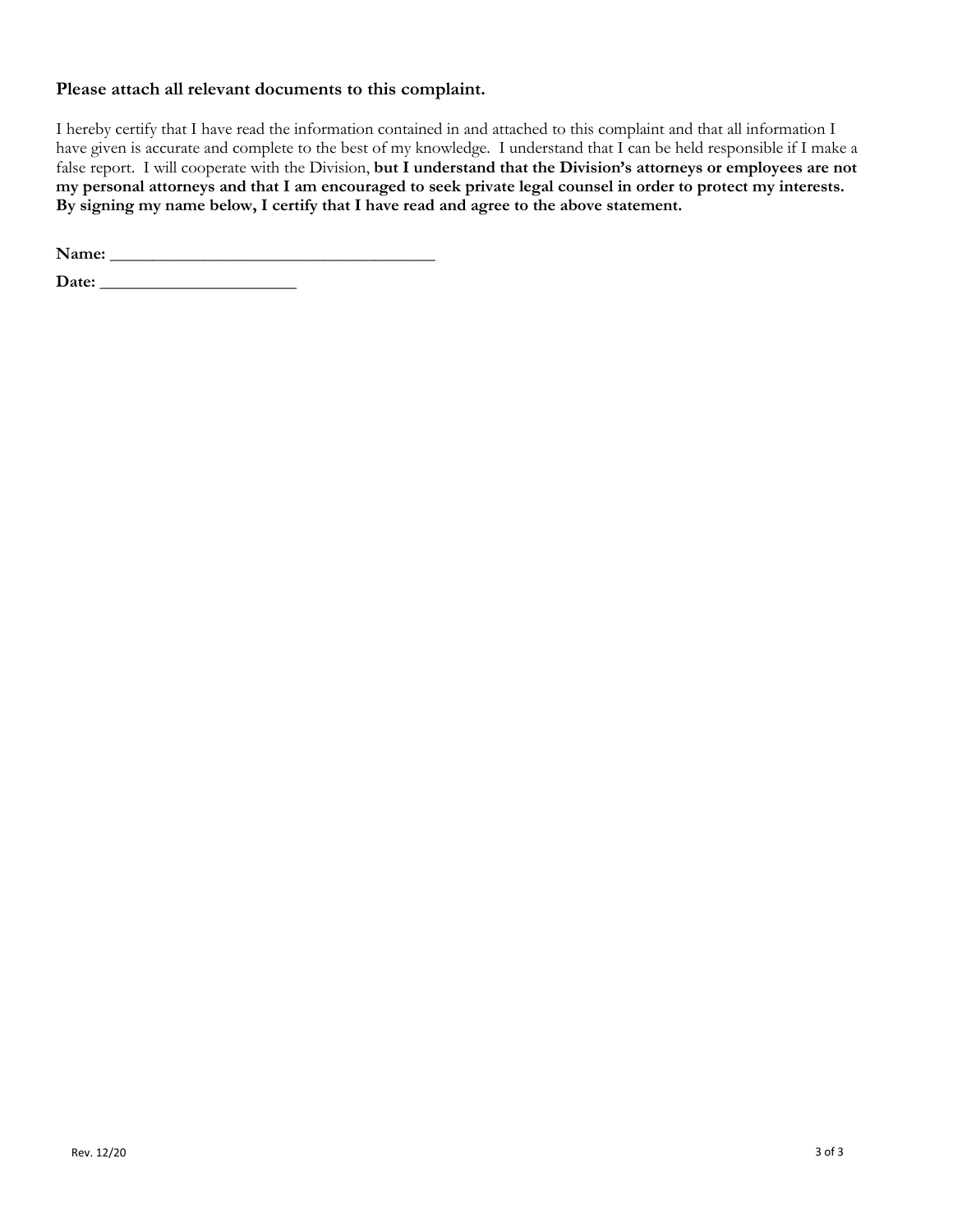**Please attach all relevant documents to this complaint.**

I hereby certify that I have read the information contained in and attached to this complaint and that all information I have given is accurate and complete to the best of my knowledge. I understand that I can be held responsible if I make a false report. I will cooperate with the Division, **but I understand that the Division's attorneys or employees are not my personal attorneys and that I am encouraged to seek private legal counsel in order to protect my interests. By signing my name below, I certify that I have read and agree to the above statement.**

**Name:** ______________________________________

**Date:** _______________________

Rev. 12/20